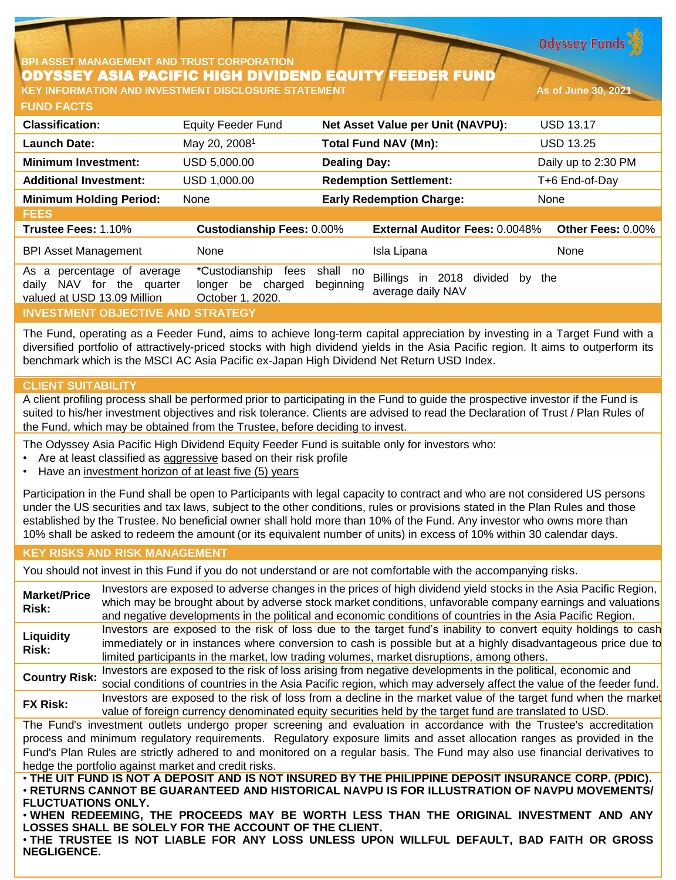BPI ASSET MANAGEMENT AND TRUST CORPORATION

# ODYSSEY ASIA PACIFIC HIGH DIVIDEND EQUITY FEEDER FUND

**KEY INFORMATION AND INVESTMENT DISCLOSURE STATEMENT** As of June 30, 2021

## FUND FACTS

| Classification: | Equity Feeder Fund | Net Asset Value per Unit (NAVPU): | USD 13.17 |
|---|---|---|---|
| Launch Date: | May 20, 2008[1] | Total Fund NAV (Mn): | USD 13.25 |
| Minimum Investment: | USD 5,000.00 | Dealing Day: | Daily up to 2:30 PM |
| Additional Investment: | USD 1,000.00 | Redemption Settlement: | T+6 End-of-Day |
| Minimum Holding Period: | None | Early Redemption Charge: | None |

## FEES

| Trustee Fees: 1.10% | Custodianship Fees: 0.00% | External Auditor Fees: 0.0048% | Other Fees: 0.00% |
|---|---|---|---|
| BPI Asset Management | None | Isla Lipana | None |
| As a percentage of average daily NAV for the quarter valued at USD 13.09 Million | *Custodianship fees shall no longer be charged beginning October 1, 2020. | Billings in 2018 divided by the average daily NAV | |

## INVESTMENT OBJECTIVE AND STRATEGY

The Fund, operating as a Feeder Fund, aims to achieve long-term capital appreciation by investing in a Target Fund with a diversified portfolio of attractively-priced stocks with high dividend yields in the Asia Pacific region. It aims to outperform its benchmark which is the MSCI AC Asia Pacific ex-Japan High Dividend Net Return USD Index.

## CLIENT SUITABILITY

A client profiling process shall be performed prior to participating in the Fund to guide the prospective investor if the Fund is suited to his/her investment objectives and risk tolerance. Clients are advised to read the Declaration of Trust / Plan Rules of the Fund, which may be obtained from the Trustee, before deciding to invest.

The Odyssey Asia Pacific High Dividend Equity Feeder Fund is suitable only for investors who:

- Are at least classified as aggressive based on their risk profile
- Have an investment horizon of at least five (5) years

Participation in the Fund shall be open to Participants with legal capacity to contract and who are not considered US persons under the US securities and tax laws, subject to the other conditions, rules or provisions stated in the Plan Rules and those established by the Trustee. No beneficial owner shall hold more than 10% of the Fund. Any investor who owns more than 10% shall be asked to redeem the amount (or its equivalent number of units) in excess of 10% within 30 calendar days.

## KEY RISKS AND RISK MANAGEMENT

You should not invest in this Fund if you do not understand or are not comfortable with the accompanying risks.

| | |
|---|---|
| **Market/Price Risk:** | Investors are exposed to adverse changes in the prices of high dividend yield stocks in the Asia Pacific Region, which may be brought about by adverse stock market conditions, unfavorable company earnings and valuations and negative developments in the political and economic conditions of countries in the Asia Pacific Region. |
| **Liquidity Risk:** | Investors are exposed to the risk of loss due to the target fund's inability to convert equity holdings to cash immediately or in instances where conversion to cash is possible but at a highly disadvantageous price due to limited participants in the market, low trading volumes, market disruptions, among others. |
| **Country Risk:** | Investors are exposed to the risk of loss arising from negative developments in the political, economic and social conditions of countries in the Asia Pacific region, which may adversely affect the value of the feeder fund. |
| **FX Risk:** | Investors are exposed to the risk of loss from a decline in the market value of the target fund when the market value of foreign currency denominated equity securities held by the target fund are translated to USD. |

The Fund's investment outlets undergo proper screening and evaluation in accordance with the Trustee's accreditation process and minimum regulatory requirements. Regulatory exposure limits and asset allocation ranges as provided in the Fund's Plan Rules are strictly adhered to and monitored on a regular basis. The Fund may also use financial derivatives to hedge the portfolio against market and credit risks.

- **THE UIT FUND IS NOT A DEPOSIT AND IS NOT INSURED BY THE PHILIPPINE DEPOSIT INSURANCE CORP. (PDIC).**
- **RETURNS CANNOT BE GUARANTEED AND HISTORICAL NAVPU IS FOR ILLUSTRATION OF NAVPU MOVEMENTS/ FLUCTUATIONS ONLY.**
- **WHEN REDEEMING, THE PROCEEDS MAY BE WORTH LESS THAN THE ORIGINAL INVESTMENT AND ANY LOSSES SHALL BE SOLELY FOR THE ACCOUNT OF THE CLIENT.**
- **THE TRUSTEE IS NOT LIABLE FOR ANY LOSS UNLESS UPON WILLFUL DEFAULT, BAD FAITH OR GROSS NEGLIGENCE.**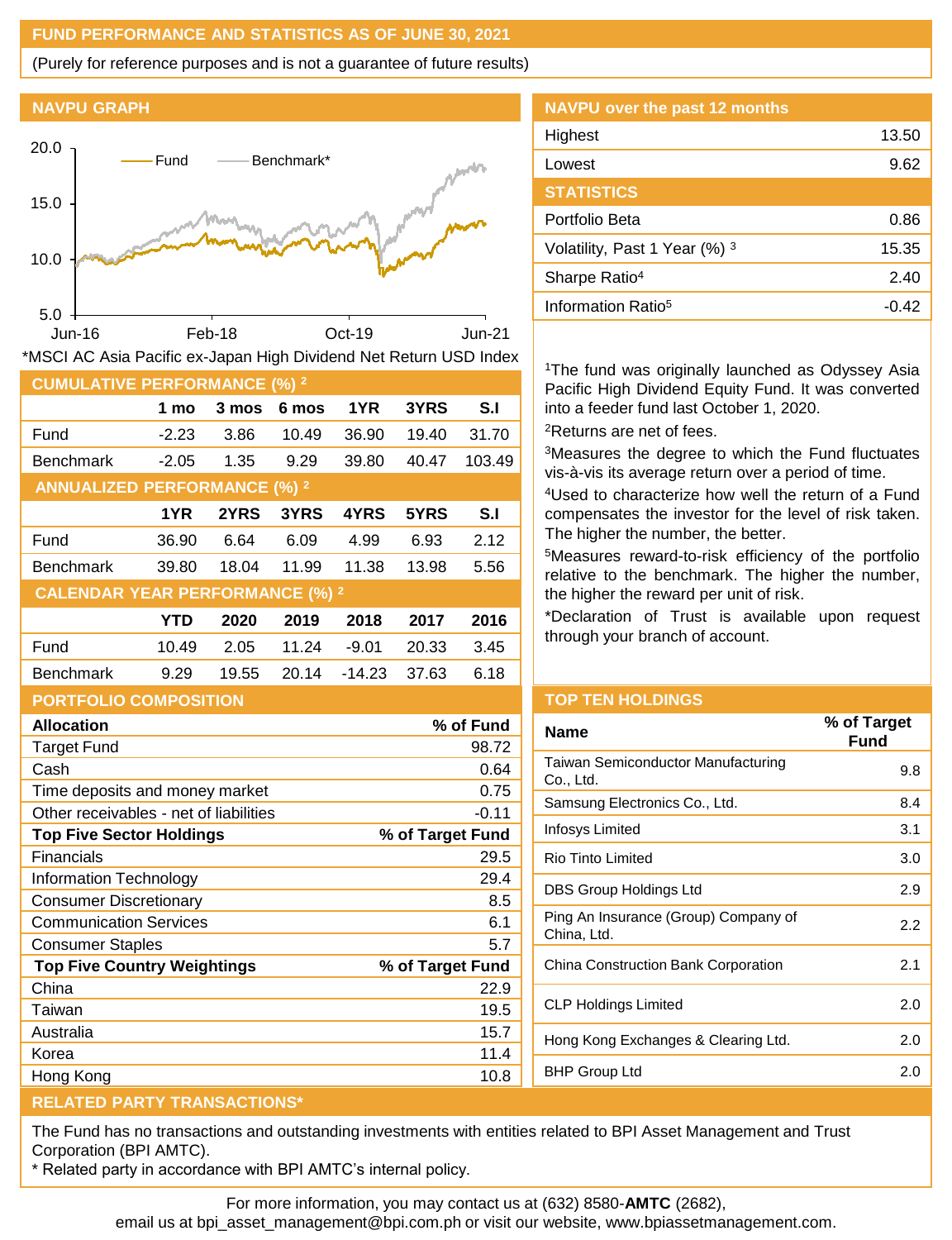## FUND PERFORMANCE AND STATISTICS AS OF JUNE 30, 2021

(Purely for reference purposes and is not a guarantee of future results)

### NAVPU GRAPH

*MSCI AC Asia Pacific ex-Japan High Dividend Net Return USD Index

### NAVPU over the past 12 months

| | |
|---|---|
| Highest | 13.50 |
| Lowest | 9.62 |

### STATISTICS

| | |
|---|---|
| Portfolio Beta | 0.86 |
| Volatility, Past 1 Year (%) [3] | 15.35 |
| Sharpe Ratio[4] | 2.40 |
| Information Ratio[5] | -0.42 |

[1]The fund was originally launched as Odyssey Asia Pacific High Dividend Equity Fund. It was converted into a feeder fund last October 1, 2020.

[2]Returns are net of fees.

[3]Measures the degree to which the Fund fluctuates vis-à-vis its average return over a period of time.

[4]Used to characterize how well the return of a Fund compensates the investor for the level of risk taken. The higher the number, the better.

[5]Measures reward-to-risk efficiency of the portfolio relative to the benchmark. The higher the number, the higher the reward per unit of risk.

*Declaration of Trust is available upon request through your branch of account.

### CUMULATIVE PERFORMANCE (%) [2]

| | 1 mo | 3 mos | 6 mos | 1YR | 3YRS | S.I |
|---|---|---|---|---|---|---|
| Fund | -2.23 | 3.86 | 10.49 | 36.90 | 19.40 | 31.70 |
| Benchmark | -2.05 | 1.35 | 9.29 | 39.80 | 40.47 | 103.49 |

### ANNUALIZED PERFORMANCE (%) [2]

| | 1YR | 2YRS | 3YRS | 4YRS | 5YRS | S.I |
|---|---|---|---|---|---|---|
| Fund | 36.90 | 6.64 | 6.09 | 4.99 | 6.93 | 2.12 |
| Benchmark | 39.80 | 18.04 | 11.99 | 11.38 | 13.98 | 5.56 |

### CALENDAR YEAR PERFORMANCE (%) [2]

| | YTD | 2020 | 2019 | 2018 | 2017 | 2016 |
|---|---|---|---|---|---|---|
| Fund | 10.49 | 2.05 | 11.24 | -9.01 | 20.33 | 3.45 |
| Benchmark | 9.29 | 19.55 | 20.14 | -14.23 | 37.63 | 6.18 |

### PORTFOLIO COMPOSITION

| **Allocation** | **% of Fund** |
|---|---|
| Target Fund | 98.72 |
| Cash | 0.64 |
| Time deposits and money market | 0.75 |
| Other receivables - net of liabilities | -0.11 |
| **Top Five Sector Holdings** | **% of Target Fund** |
| Financials | 29.5 |
| Information Technology | 29.4 |
| Consumer Discretionary | 8.5 |
| Communication Services | 6.1 |
| Consumer Staples | 5.7 |
| **Top Five Country Weightings** | **% of Target Fund** |
| China | 22.9 |
| Taiwan | 19.5 |
| Australia | 15.7 |
| Korea | 11.4 |
| Hong Kong | 10.8 |

### TOP TEN HOLDINGS

| Name | % of Target Fund |
|---|---|
| Taiwan Semiconductor Manufacturing Co., Ltd. | 9.8 |
| Samsung Electronics Co., Ltd. | 8.4 |
| Infosys Limited | 3.1 |
| Rio Tinto Limited | 3.0 |
| DBS Group Holdings Ltd | 2.9 |
| Ping An Insurance (Group) Company of China, Ltd. | 2.2 |
| China Construction Bank Corporation | 2.1 |
| CLP Holdings Limited | 2.0 |
| Hong Kong Exchanges & Clearing Ltd. | 2.0 |
| BHP Group Ltd | 2.0 |

### RELATED PARTY TRANSACTIONS*

The Fund has no transactions and outstanding investments with entities related to BPI Asset Management and Trust Corporation (BPI AMTC).

* Related party in accordance with BPI AMTC's internal policy.

For more information, you may contact us at (632) 8580-**AMTC** (2682), email us at bpi_asset_management@bpi.com.ph or visit our website, www.bpiassetmanagement.com.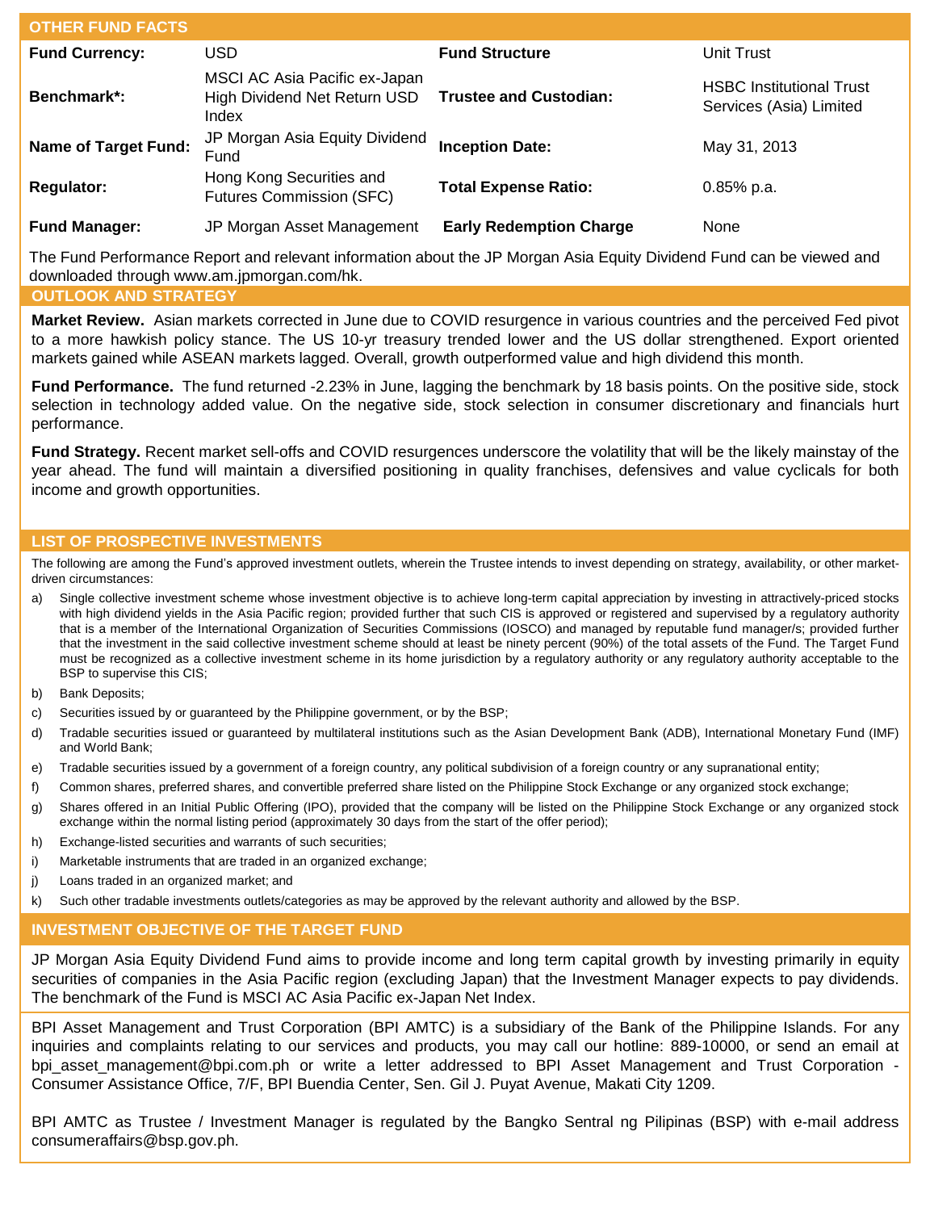## OTHER FUND FACTS

| | | | |
|---|---|---|---|
| **Fund Currency:** | USD | **Fund Structure** | Unit Trust |
| **Benchmark*:** | MSCI AC Asia Pacific ex-Japan High Dividend Net Return USD Index | **Trustee and Custodian:** | HSBC Institutional Trust Services (Asia) Limited |
| **Name of Target Fund:** | JP Morgan Asia Equity Dividend Fund | **Inception Date:** | May 31, 2013 |
| **Regulator:** | Hong Kong Securities and Futures Commission (SFC) | **Total Expense Ratio:** | 0.85% p.a. |
| **Fund Manager:** | JP Morgan Asset Management | **Early Redemption Charge** | None |

The Fund Performance Report and relevant information about the JP Morgan Asia Equity Dividend Fund can be viewed and downloaded through www.am.jpmorgan.com/hk.

## OUTLOOK AND STRATEGY

**Market Review.** Asian markets corrected in June due to COVID resurgence in various countries and the perceived Fed pivot to a more hawkish policy stance. The US 10-yr treasury trended lower and the US dollar strengthened. Export oriented markets gained while ASEAN markets lagged. Overall, growth outperformed value and high dividend this month.

**Fund Performance.** The fund returned -2.23% in June, lagging the benchmark by 18 basis points. On the positive side, stock selection in technology added value. On the negative side, stock selection in consumer discretionary and financials hurt performance.

**Fund Strategy.** Recent market sell-offs and COVID resurgences underscore the volatility that will be the likely mainstay of the year ahead. The fund will maintain a diversified positioning in quality franchises, defensives and value cyclicals for both income and growth opportunities.

## LIST OF PROSPECTIVE INVESTMENTS

The following are among the Fund's approved investment outlets, wherein the Trustee intends to invest depending on strategy, availability, or other market-driven circumstances:

a) Single collective investment scheme whose investment objective is to achieve long-term capital appreciation by investing in attractively-priced stocks with high dividend yields in the Asia Pacific region; provided further that such CIS is approved or registered and supervised by a regulatory authority that is a member of the International Organization of Securities Commissions (IOSCO) and managed by reputable fund manager/s; provided further that the investment in the said collective investment scheme should at least be ninety percent (90%) of the total assets of the Fund. The Target Fund must be recognized as a collective investment scheme in its home jurisdiction by a regulatory authority or any regulatory authority acceptable to the BSP to supervise this CIS;

b) Bank Deposits;

c) Securities issued by or guaranteed by the Philippine government, or by the BSP;

d) Tradable securities issued or guaranteed by multilateral institutions such as the Asian Development Bank (ADB), International Monetary Fund (IMF) and World Bank;

e) Tradable securities issued by a government of a foreign country, any political subdivision of a foreign country or any supranational entity;

f) Common shares, preferred shares, and convertible preferred share listed on the Philippine Stock Exchange or any organized stock exchange;

g) Shares offered in an Initial Public Offering (IPO), provided that the company will be listed on the Philippine Stock Exchange or any organized stock exchange within the normal listing period (approximately 30 days from the start of the offer period);

h) Exchange-listed securities and warrants of such securities;

i) Marketable instruments that are traded in an organized exchange;

j) Loans traded in an organized market; and

k) Such other tradable investments outlets/categories as may be approved by the relevant authority and allowed by the BSP.

## INVESTMENT OBJECTIVE OF THE TARGET FUND

JP Morgan Asia Equity Dividend Fund aims to provide income and long term capital growth by investing primarily in equity securities of companies in the Asia Pacific region (excluding Japan) that the Investment Manager expects to pay dividends. The benchmark of the Fund is MSCI AC Asia Pacific ex-Japan Net Index.

BPI Asset Management and Trust Corporation (BPI AMTC) is a subsidiary of the Bank of the Philippine Islands. For any inquiries and complaints relating to our services and products, you may call our hotline: 889-10000, or send an email at bpi_asset_management@bpi.com.ph or write a letter addressed to BPI Asset Management and Trust Corporation - Consumer Assistance Office, 7/F, BPI Buendia Center, Sen. Gil J. Puyat Avenue, Makati City 1209.

BPI AMTC as Trustee / Investment Manager is regulated by the Bangko Sentral ng Pilipinas (BSP) with e-mail address consumeraffairs@bsp.gov.ph.